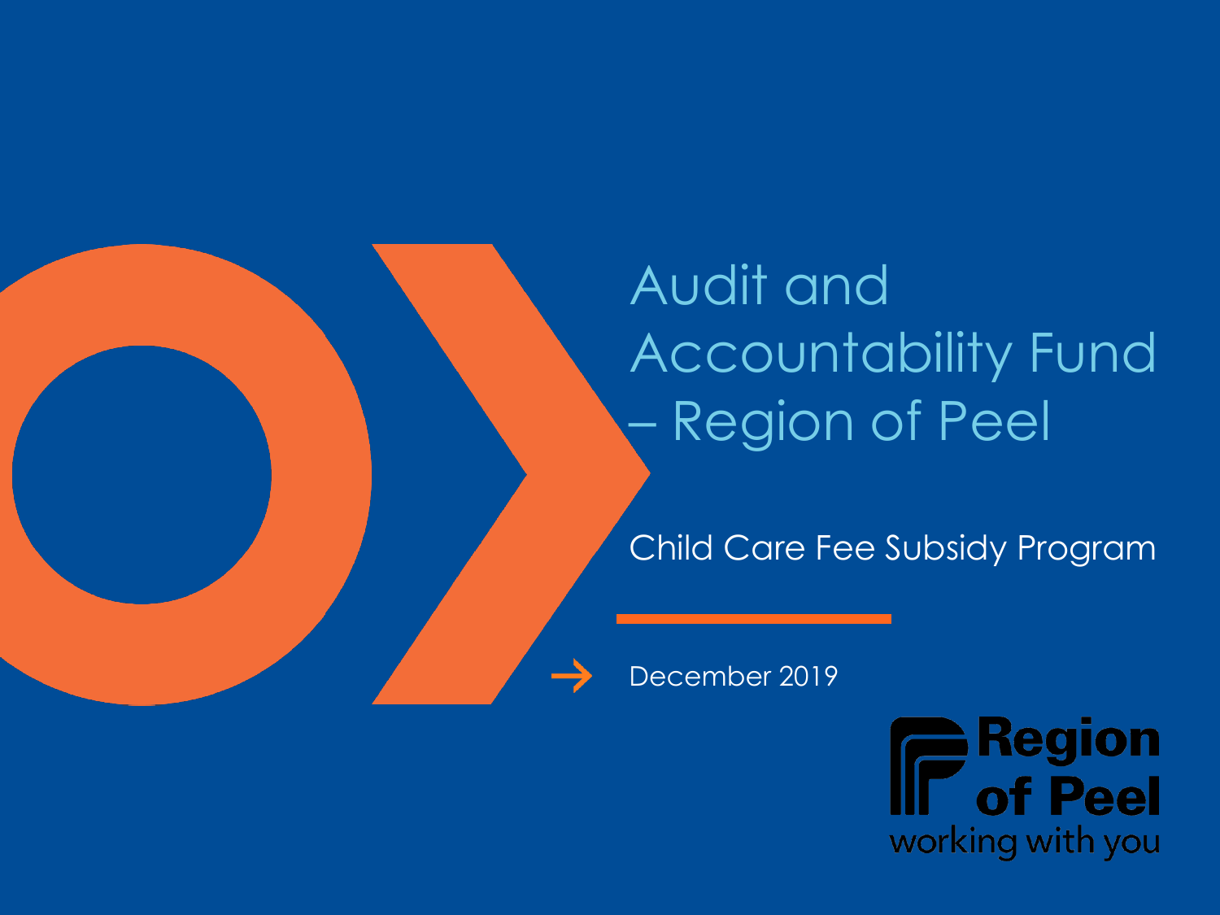# Audit and Accountability Fund – Region of Peel

## Child Care Fee Subsidy Program

December 2019

Region of Peel
working with you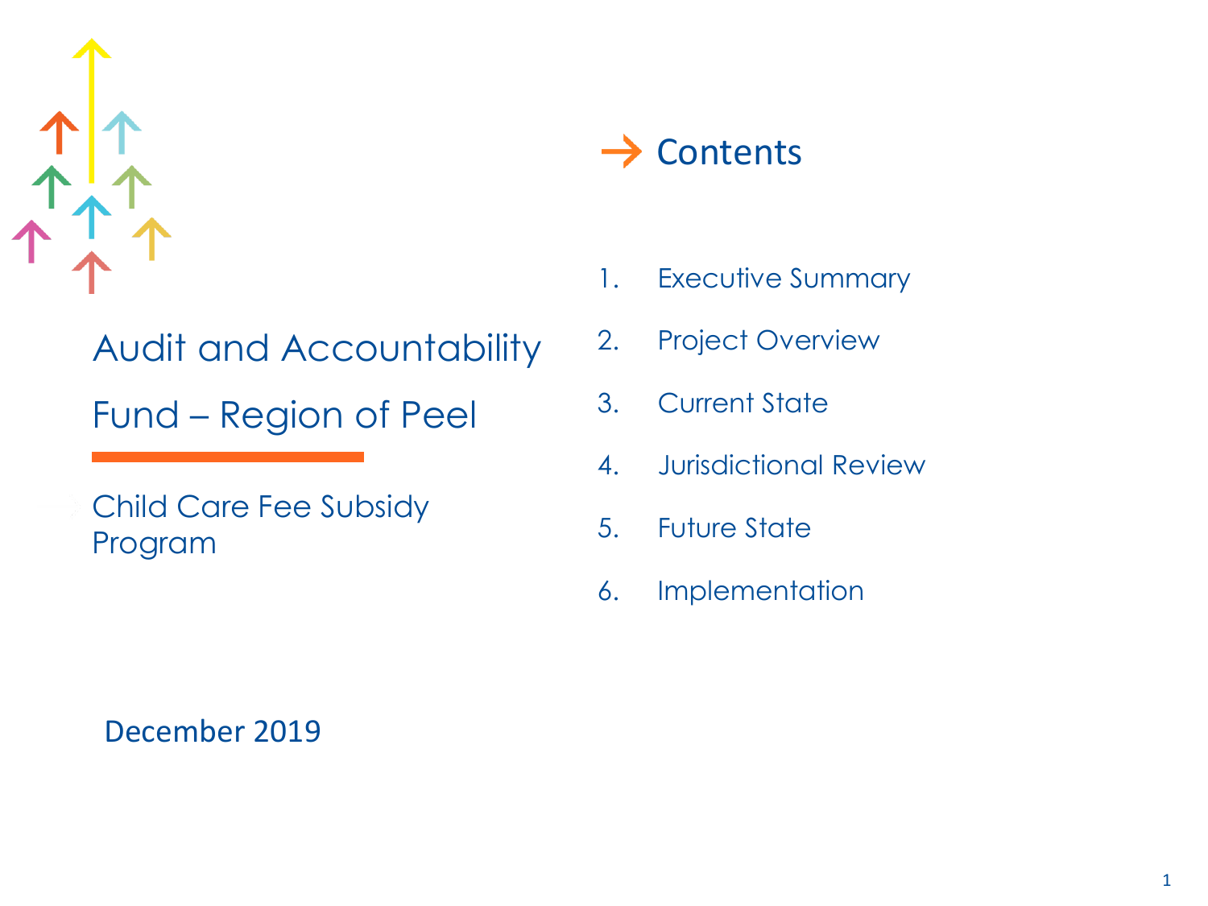# Audit and Accountability Fund – Region of Peel

## Child Care Fee Subsidy Program

December 2019

## Contents

1. Executive Summary
2. Project Overview
3. Current State
4. Jurisdictional Review
5. Future State
6. Implementation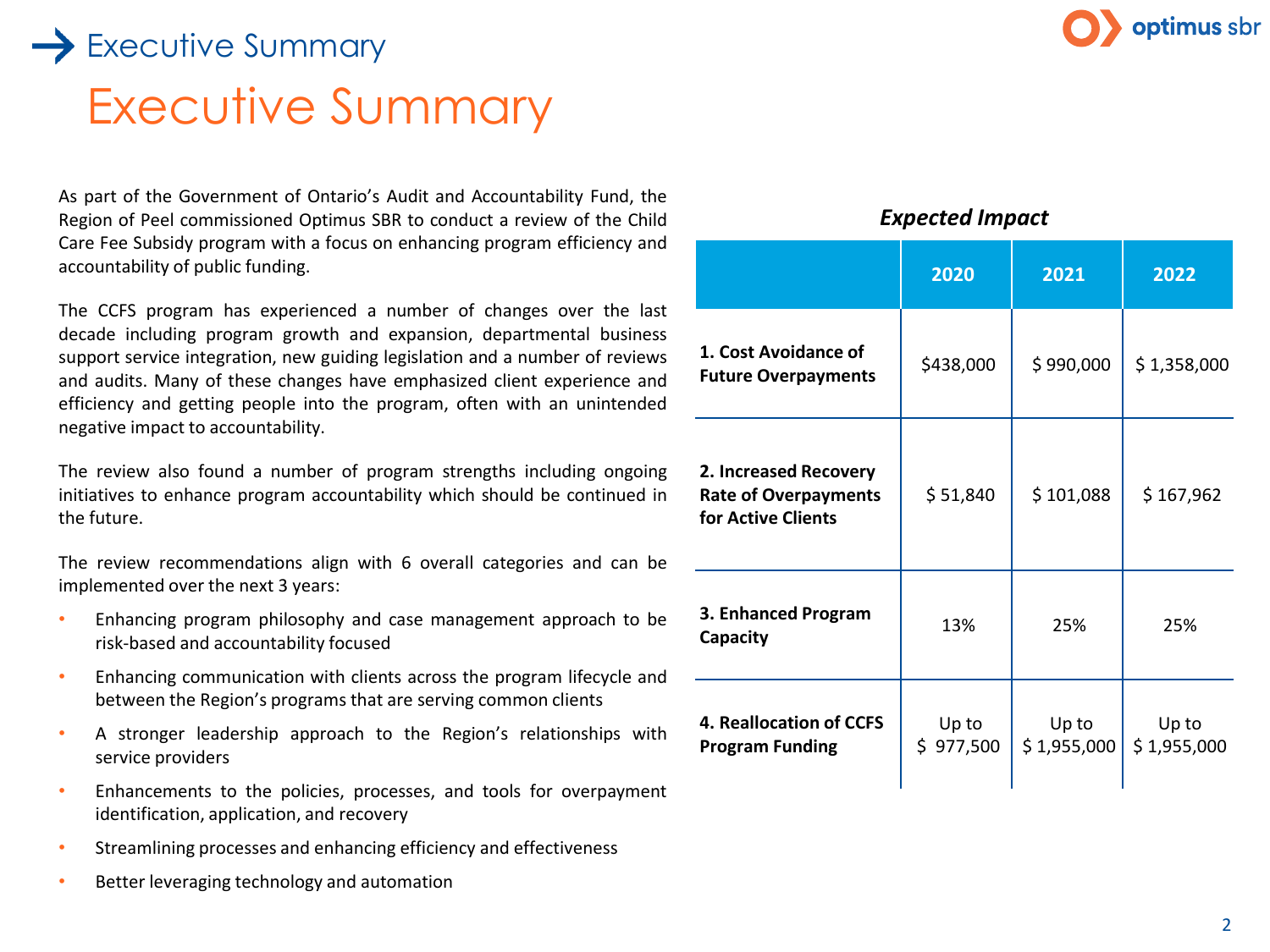# Executive Summary

## Executive Summary

As part of the Government of Ontario's Audit and Accountability Fund, the Region of Peel commissioned Optimus SBR to conduct a review of the Child Care Fee Subsidy program with a focus on enhancing program efficiency and accountability of public funding.

The CCFS program has experienced a number of changes over the last decade including program growth and expansion, departmental business support service integration, new guiding legislation and a number of reviews and audits. Many of these changes have emphasized client experience and efficiency and getting people into the program, often with an unintended negative impact to accountability.

The review also found a number of program strengths including ongoing initiatives to enhance program accountability which should be continued in the future.

The review recommendations align with 6 overall categories and can be implemented over the next 3 years:

- Enhancing program philosophy and case management approach to be risk-based and accountability focused
- Enhancing communication with clients across the program lifecycle and between the Region's programs that are serving common clients
- A stronger leadership approach to the Region's relationships with service providers
- Enhancements to the policies, processes, and tools for overpayment identification, application, and recovery
- Streamlining processes and enhancing efficiency and effectiveness
- Better leveraging technology and automation

***Expected Impact***

| | 2020 | 2021 | 2022 |
|---|---|---|---|
| **1. Cost Avoidance of Future Overpayments** | $438,000 | $ 990,000 | $ 1,358,000 |
| **2. Increased Recovery Rate of Overpayments for Active Clients** | $ 51,840 | $ 101,088 | $ 167,962 |
| **3. Enhanced Program Capacity** | 13% | 25% | 25% |
| **4. Reallocation of CCFS Program Funding** | Up to $ 977,500 | Up to $ 1,955,000 | Up to $ 1,955,000 |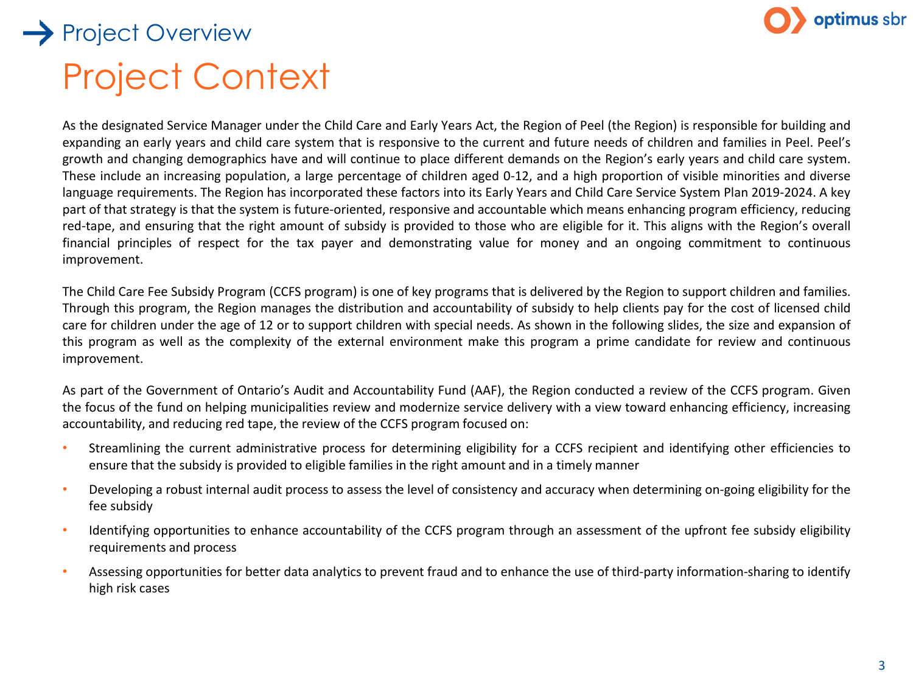# Project Overview

## Project Context

As the designated Service Manager under the Child Care and Early Years Act, the Region of Peel (the Region) is responsible for building and expanding an early years and child care system that is responsive to the current and future needs of children and families in Peel. Peel's growth and changing demographics have and will continue to place different demands on the Region's early years and child care system. These include an increasing population, a large percentage of children aged 0-12, and a high proportion of visible minorities and diverse language requirements. The Region has incorporated these factors into its Early Years and Child Care Service System Plan 2019-2024. A key part of that strategy is that the system is future-oriented, responsive and accountable which means enhancing program efficiency, reducing red-tape, and ensuring that the right amount of subsidy is provided to those who are eligible for it. This aligns with the Region's overall financial principles of respect for the tax payer and demonstrating value for money and an ongoing commitment to continuous improvement.

The Child Care Fee Subsidy Program (CCFS program) is one of key programs that is delivered by the Region to support children and families. Through this program, the Region manages the distribution and accountability of subsidy to help clients pay for the cost of licensed child care for children under the age of 12 or to support children with special needs. As shown in the following slides, the size and expansion of this program as well as the complexity of the external environment make this program a prime candidate for review and continuous improvement.

As part of the Government of Ontario's Audit and Accountability Fund (AAF), the Region conducted a review of the CCFS program. Given the focus of the fund on helping municipalities review and modernize service delivery with a view toward enhancing efficiency, increasing accountability, and reducing red tape, the review of the CCFS program focused on:

- Streamlining the current administrative process for determining eligibility for a CCFS recipient and identifying other efficiencies to ensure that the subsidy is provided to eligible families in the right amount and in a timely manner
- Developing a robust internal audit process to assess the level of consistency and accuracy when determining on-going eligibility for the fee subsidy
- Identifying opportunities to enhance accountability of the CCFS program through an assessment of the upfront fee subsidy eligibility requirements and process
- Assessing opportunities for better data analytics to prevent fraud and to enhance the use of third-party information-sharing to identify high risk cases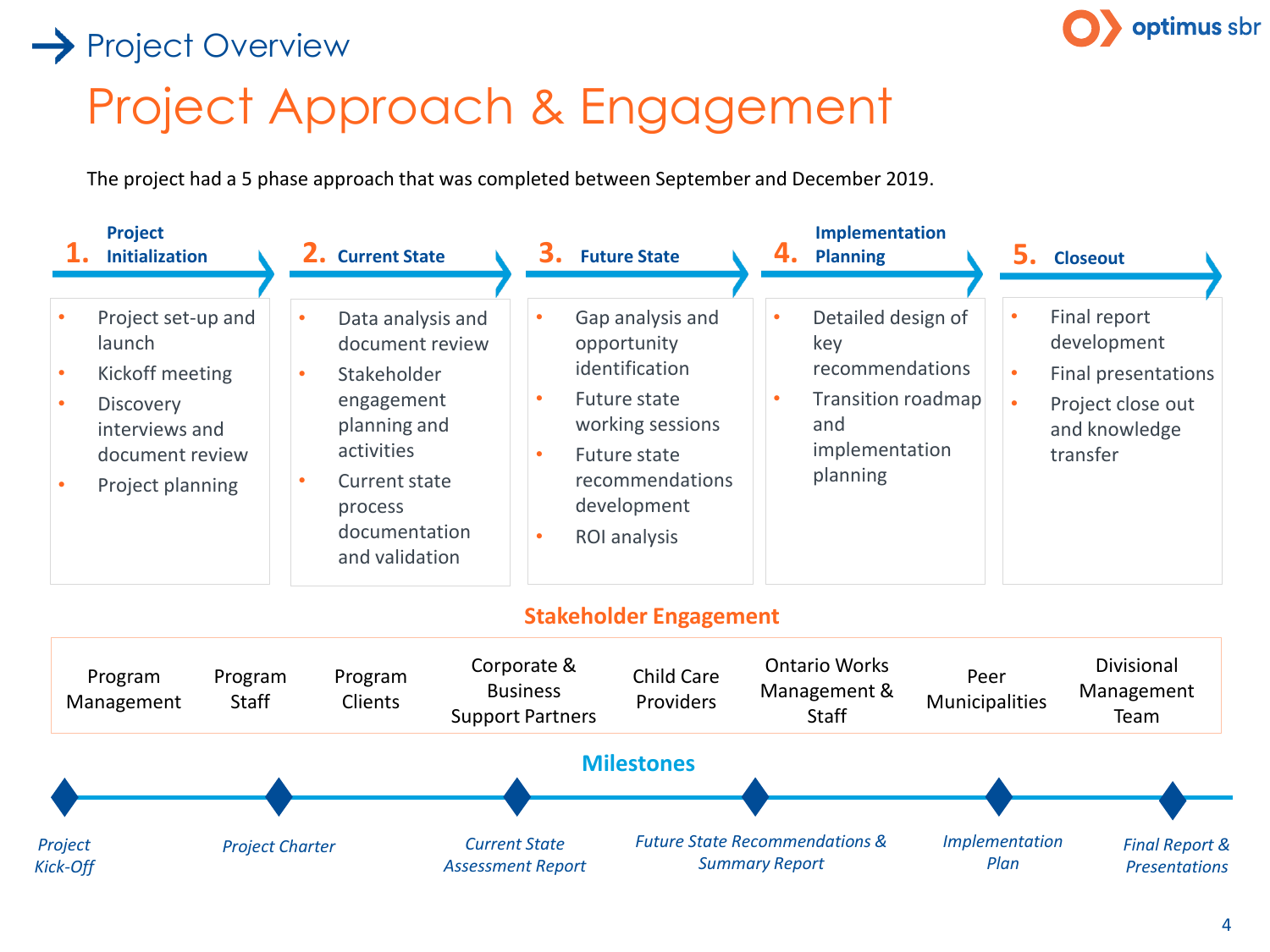Project Overview

# Project Approach & Engagement

The project had a 5 phase approach that was completed between September and December 2019.

### 1. Project Initialization

- Project set-up and launch
- Kickoff meeting
- Discovery interviews and document review
- Project planning

### 2. Current State

- Data analysis and document review
- Stakeholder engagement planning and activities
- Current state process documentation and validation

### 3. Future State

- Gap analysis and opportunity identification
- Future state working sessions
- Future state recommendations development
- ROI analysis

### 4. Implementation Planning

- Detailed design of key recommendations
- Transition roadmap and implementation planning

### 5. Closeout

- Final report development
- Final presentations
- Project close out and knowledge transfer

## Stakeholder Engagement

- Program Management
- Program Staff
- Program Clients
- Corporate & Business Support Partners
- Child Care Providers
- Ontario Works Management & Staff
- Peer Municipalities
- Divisional Management Team

## Milestones

- *Project Kick-Off*
- *Project Charter*
- *Current State Assessment Report*
- *Future State Recommendations & Summary Report*
- *Implementation Plan*
- *Final Report & Presentations*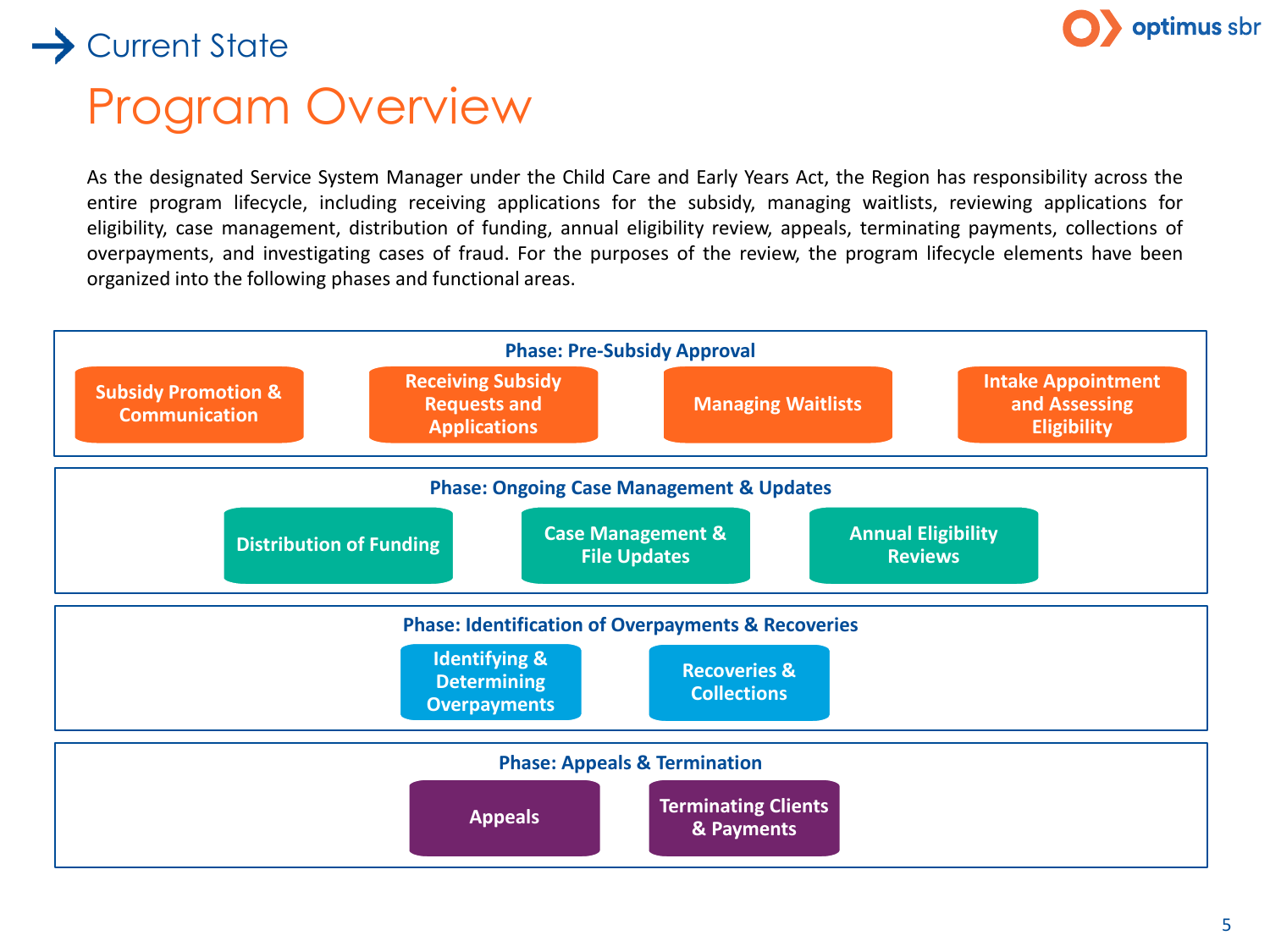# Current State

## Program Overview

As the designated Service System Manager under the Child Care and Early Years Act, the Region has responsibility across the entire program lifecycle, including receiving applications for the subsidy, managing waitlists, reviewing applications for eligibility, case management, distribution of funding, annual eligibility review, appeals, terminating payments, collections of overpayments, and investigating cases of fraud. For the purposes of the review, the program lifecycle elements have been organized into the following phases and functional areas.

**Phase: Pre-Subsidy Approval**

- Subsidy Promotion & Communication
- Receiving Subsidy Requests and Applications
- Managing Waitlists
- Intake Appointment and Assessing Eligibility

**Phase: Ongoing Case Management & Updates**

- Distribution of Funding
- Case Management & File Updates
- Annual Eligibility Reviews

**Phase: Identification of Overpayments & Recoveries**

- Identifying & Determining Overpayments
- Recoveries & Collections

**Phase: Appeals & Termination**

- Appeals
- Terminating Clients & Payments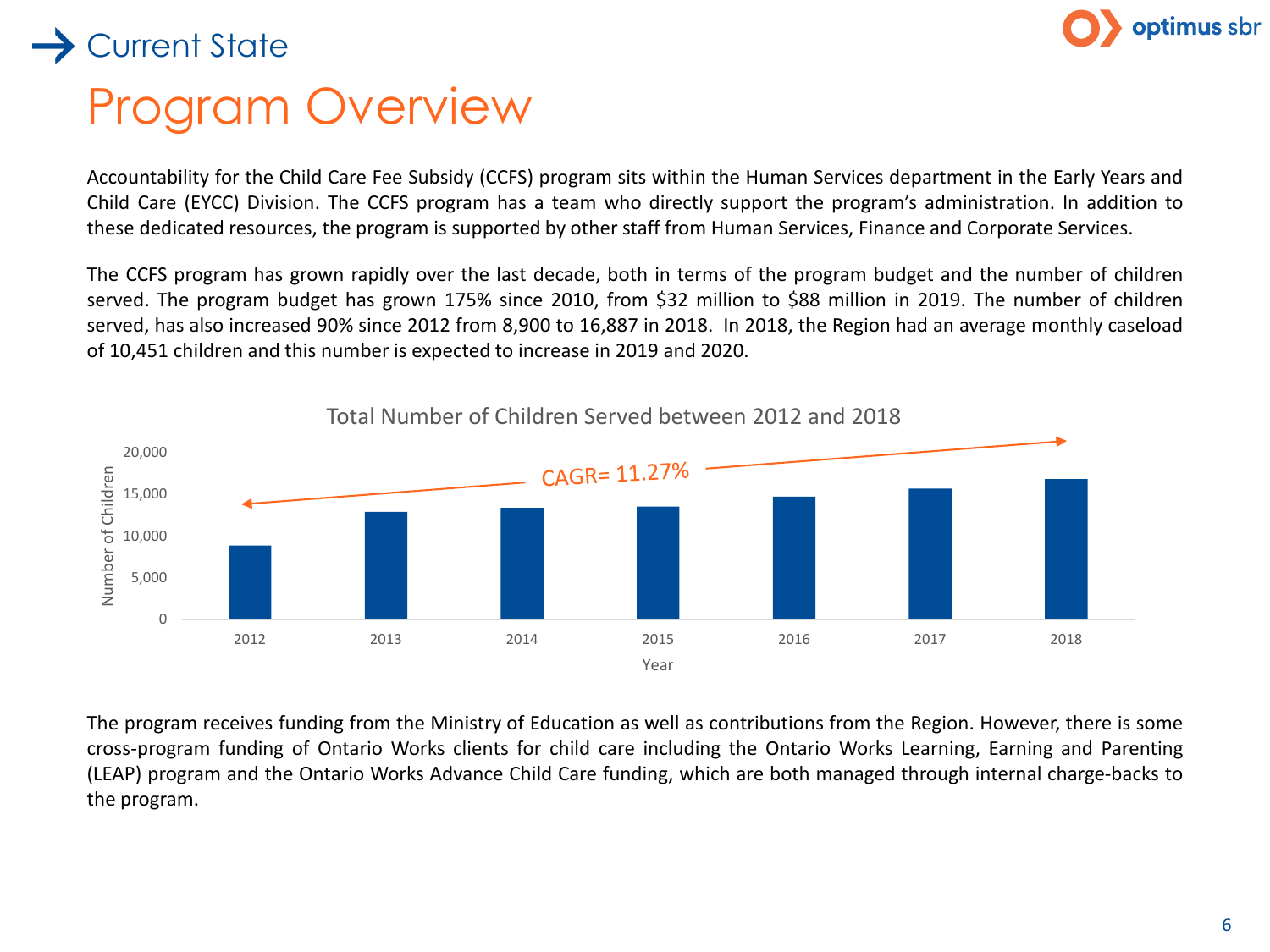## Current State

# Program Overview

Accountability for the Child Care Fee Subsidy (CCFS) program sits within the Human Services department in the Early Years and Child Care (EYCC) Division. The CCFS program has a team who directly support the program's administration. In addition to these dedicated resources, the program is supported by other staff from Human Services, Finance and Corporate Services.

The CCFS program has grown rapidly over the last decade, both in terms of the program budget and the number of children served. The program budget has grown 175% since 2010, from $32 million to $88 million in 2019. The number of children served, has also increased 90% since 2012 from 8,900 to 16,887 in 2018. In 2018, the Region had an average monthly caseload of 10,451 children and this number is expected to increase in 2019 and 2020.

Total Number of Children Served between 2012 and 2018

CAGR= 11.27%

The program receives funding from the Ministry of Education as well as contributions from the Region. However, there is some cross-program funding of Ontario Works clients for child care including the Ontario Works Learning, Earning and Parenting (LEAP) program and the Ontario Works Advance Child Care funding, which are both managed through internal charge-backs to the program.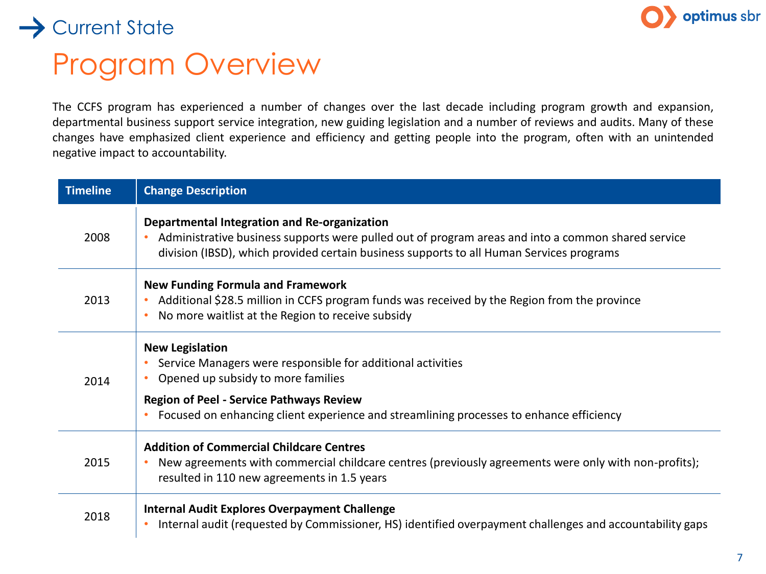## Current State

# Program Overview

The CCFS program has experienced a number of changes over the last decade including program growth and expansion, departmental business support service integration, new guiding legislation and a number of reviews and audits. Many of these changes have emphasized client experience and efficiency and getting people into the program, often with an unintended negative impact to accountability.

| Timeline | Change Description |
| --- | --- |
| 2008 | **Departmental Integration and Re-organization**<br>• Administrative business supports were pulled out of program areas and into a common shared service division (IBSD), which provided certain business supports to all Human Services programs |
| 2013 | **New Funding Formula and Framework**<br>• Additional $28.5 million in CCFS program funds was received by the Region from the province<br>• No more waitlist at the Region to receive subsidy |
| 2014 | **New Legislation**<br>• Service Managers were responsible for additional activities<br>• Opened up subsidy to more families<br>**Region of Peel - Service Pathways Review**<br>• Focused on enhancing client experience and streamlining processes to enhance efficiency |
| 2015 | **Addition of Commercial Childcare Centres**<br>• New agreements with commercial childcare centres (previously agreements were only with non-profits); resulted in 110 new agreements in 1.5 years |
| 2018 | **Internal Audit Explores Overpayment Challenge**<br>• Internal audit (requested by Commissioner, HS) identified overpayment challenges and accountability gaps |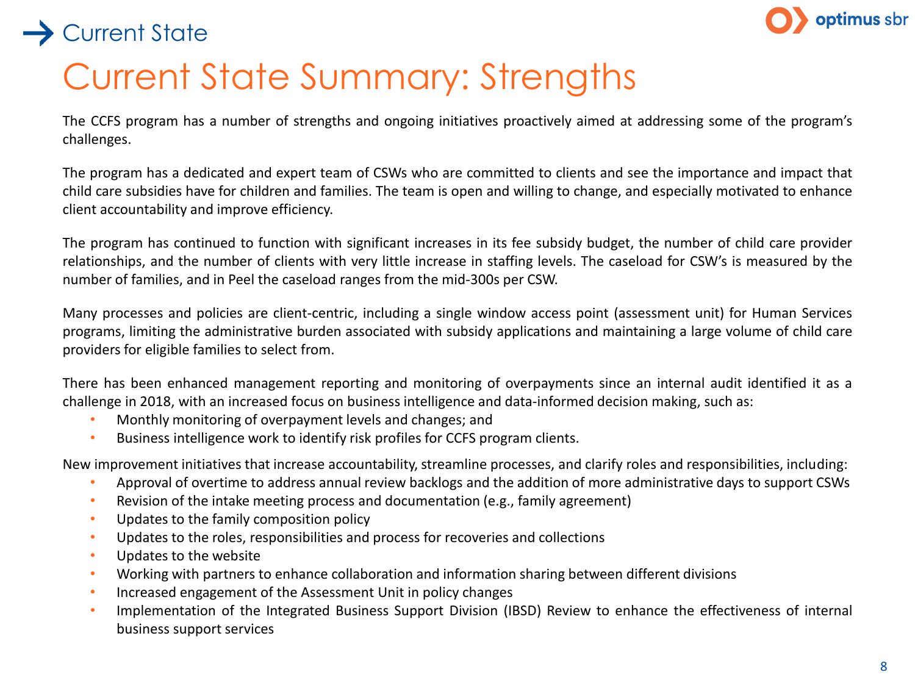→ Current State

# Current State Summary: Strengths

The CCFS program has a number of strengths and ongoing initiatives proactively aimed at addressing some of the program's challenges.

The program has a dedicated and expert team of CSWs who are committed to clients and see the importance and impact that child care subsidies have for children and families. The team is open and willing to change, and especially motivated to enhance client accountability and improve efficiency.

The program has continued to function with significant increases in its fee subsidy budget, the number of child care provider relationships, and the number of clients with very little increase in staffing levels. The caseload for CSW's is measured by the number of families, and in Peel the caseload ranges from the mid-300s per CSW.

Many processes and policies are client-centric, including a single window access point (assessment unit) for Human Services programs, limiting the administrative burden associated with subsidy applications and maintaining a large volume of child care providers for eligible families to select from.

There has been enhanced management reporting and monitoring of overpayments since an internal audit identified it as a challenge in 2018, with an increased focus on business intelligence and data-informed decision making, such as:

- Monthly monitoring of overpayment levels and changes; and
- Business intelligence work to identify risk profiles for CCFS program clients.

New improvement initiatives that increase accountability, streamline processes, and clarify roles and responsibilities, including:

- Approval of overtime to address annual review backlogs and the addition of more administrative days to support CSWs
- Revision of the intake meeting process and documentation (e.g., family agreement)
- Updates to the family composition policy
- Updates to the roles, responsibilities and process for recoveries and collections
- Updates to the website
- Working with partners to enhance collaboration and information sharing between different divisions
- Increased engagement of the Assessment Unit in policy changes
- Implementation of the Integrated Business Support Division (IBSD) Review to enhance the effectiveness of internal business support services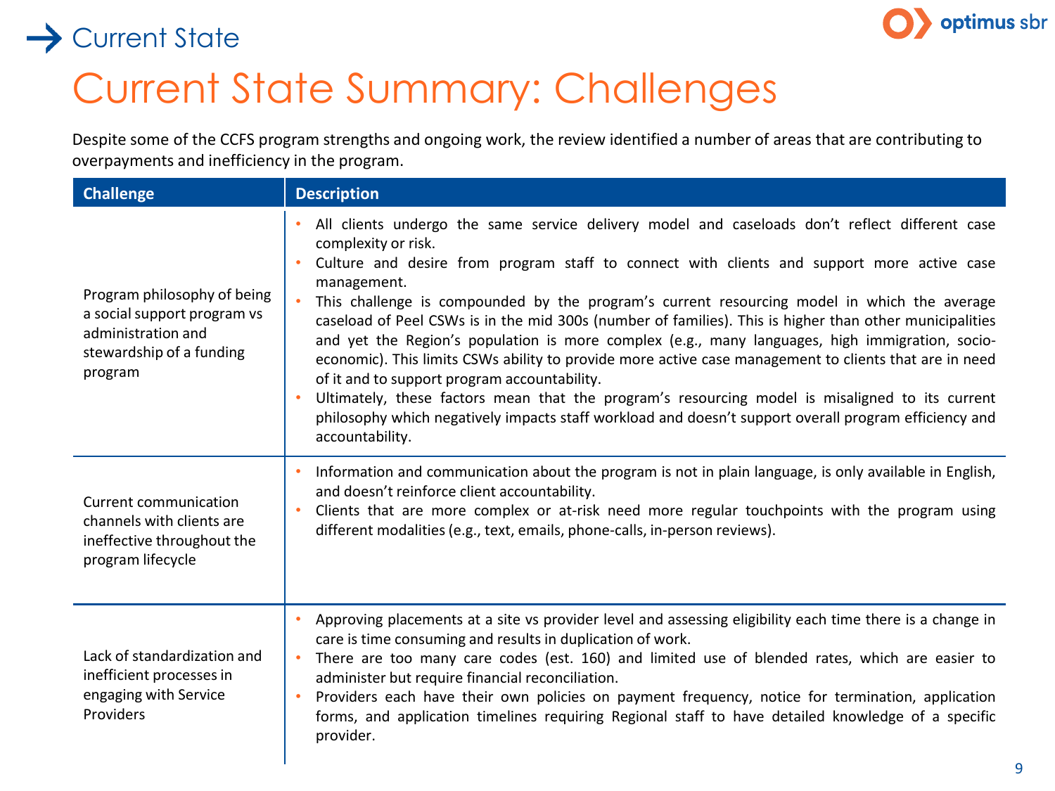# Current State

## Current State Summary: Challenges

Despite some of the CCFS program strengths and ongoing work, the review identified a number of areas that are contributing to overpayments and inefficiency in the program.

| Challenge | Description |
|---|---|
| Program philosophy of being a social support program vs administration and stewardship of a funding program | • All clients undergo the same service delivery model and caseloads don't reflect different case complexity or risk.<br>• Culture and desire from program staff to connect with clients and support more active case management.<br>• This challenge is compounded by the program's current resourcing model in which the average caseload of Peel CSWs is in the mid 300s (number of families). This is higher than other municipalities and yet the Region's population is more complex (e.g., many languages, high immigration, socio-economic). This limits CSWs ability to provide more active case management to clients that are in need of it and to support program accountability.<br>• Ultimately, these factors mean that the program's resourcing model is misaligned to its current philosophy which negatively impacts staff workload and doesn't support overall program efficiency and accountability. |
| Current communication channels with clients are ineffective throughout the program lifecycle | • Information and communication about the program is not in plain language, is only available in English, and doesn't reinforce client accountability.<br>• Clients that are more complex or at-risk need more regular touchpoints with the program using different modalities (e.g., text, emails, phone-calls, in-person reviews). |
| Lack of standardization and inefficient processes in engaging with Service Providers | • Approving placements at a site vs provider level and assessing eligibility each time there is a change in care is time consuming and results in duplication of work.<br>• There are too many care codes (est. 160) and limited use of blended rates, which are easier to administer but require financial reconciliation.<br>• Providers each have their own policies on payment frequency, notice for termination, application forms, and application timelines requiring Regional staff to have detailed knowledge of a specific provider. |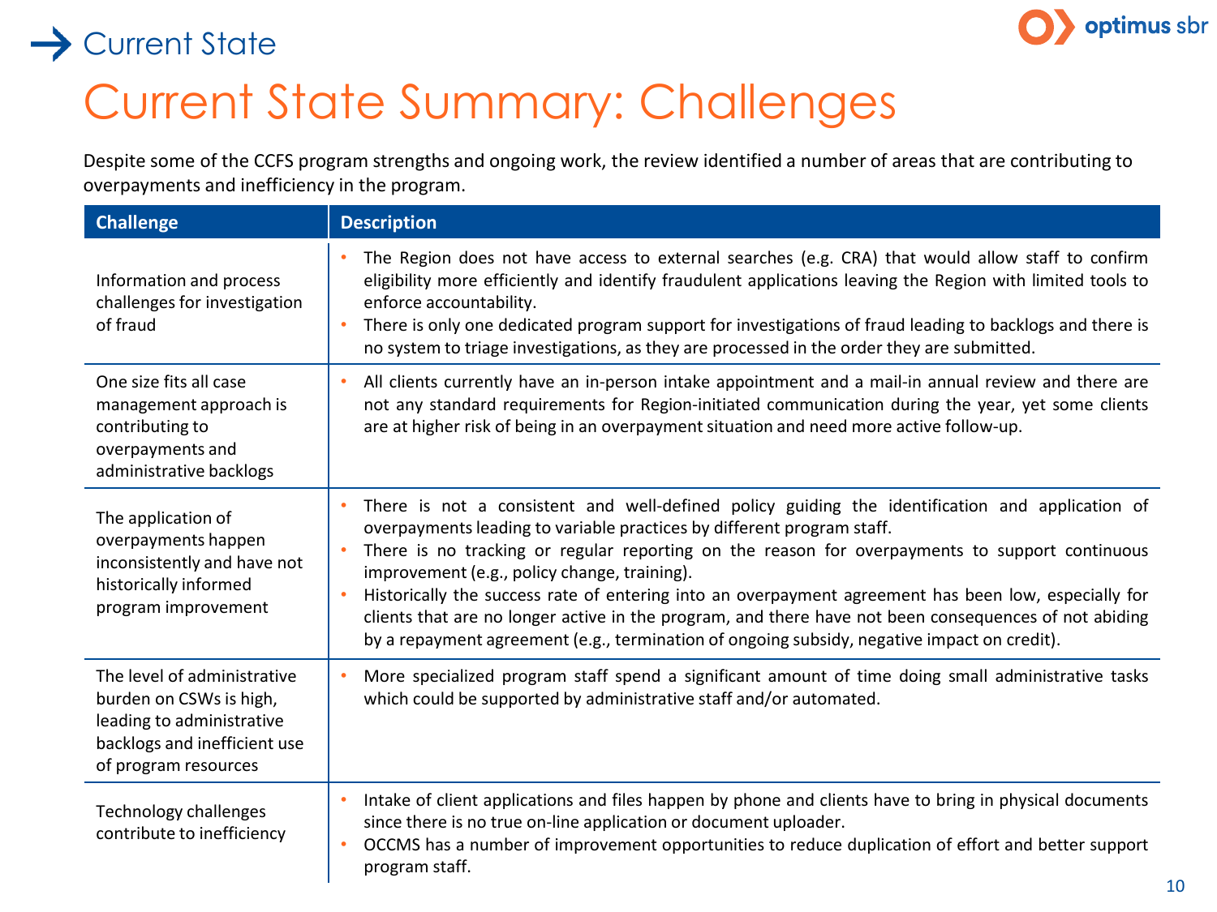## Current State

# Current State Summary: Challenges

Despite some of the CCFS program strengths and ongoing work, the review identified a number of areas that are contributing to overpayments and inefficiency in the program.

| Challenge | Description |
|---|---|
| Information and process challenges for investigation of fraud | • The Region does not have access to external searches (e.g. CRA) that would allow staff to confirm eligibility more efficiently and identify fraudulent applications leaving the Region with limited tools to enforce accountability.<br>• There is only one dedicated program support for investigations of fraud leading to backlogs and there is no system to triage investigations, as they are processed in the order they are submitted. |
| One size fits all case management approach is contributing to overpayments and administrative backlogs | • All clients currently have an in-person intake appointment and a mail-in annual review and there are not any standard requirements for Region-initiated communication during the year, yet some clients are at higher risk of being in an overpayment situation and need more active follow-up. |
| The application of overpayments happen inconsistently and have not historically informed program improvement | • There is not a consistent and well-defined policy guiding the identification and application of overpayments leading to variable practices by different program staff.<br>• There is no tracking or regular reporting on the reason for overpayments to support continuous improvement (e.g., policy change, training).<br>• Historically the success rate of entering into an overpayment agreement has been low, especially for clients that are no longer active in the program, and there have not been consequences of not abiding by a repayment agreement (e.g., termination of ongoing subsidy, negative impact on credit). |
| The level of administrative burden on CSWs is high, leading to administrative backlogs and inefficient use of program resources | • More specialized program staff spend a significant amount of time doing small administrative tasks which could be supported by administrative staff and/or automated. |
| Technology challenges contribute to inefficiency | • Intake of client applications and files happen by phone and clients have to bring in physical documents since there is no true on-line application or document uploader.<br>• OCCMS has a number of improvement opportunities to reduce duplication of effort and better support program staff. |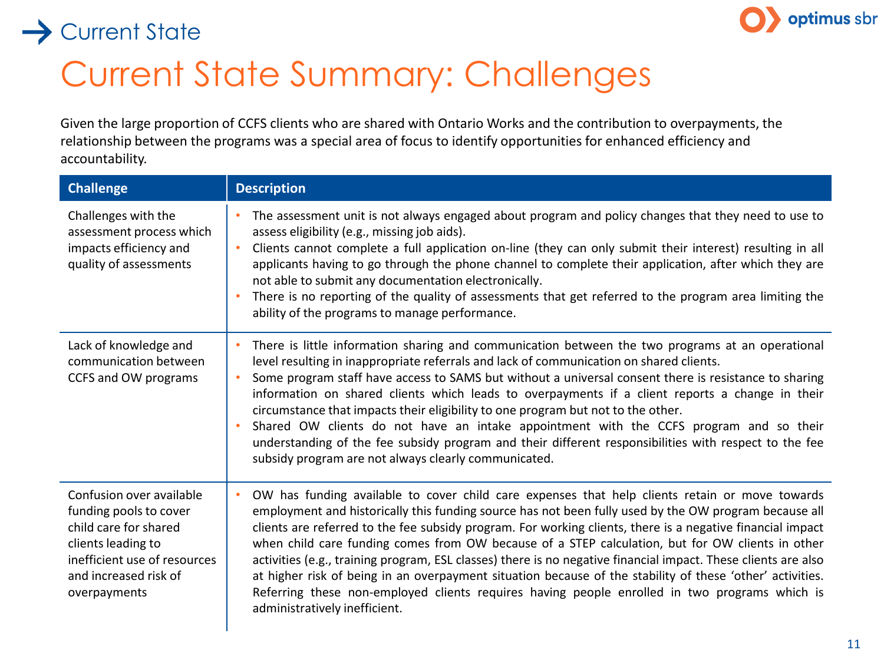Current State

# Current State Summary: Challenges

Given the large proportion of CCFS clients who are shared with Ontario Works and the contribution to overpayments, the relationship between the programs was a special area of focus to identify opportunities for enhanced efficiency and accountability.

| Challenge | Description |
|---|---|
| Challenges with the assessment process which impacts efficiency and quality of assessments | • The assessment unit is not always engaged about program and policy changes that they need to use to assess eligibility (e.g., missing job aids).<br>• Clients cannot complete a full application on-line (they can only submit their interest) resulting in all applicants having to go through the phone channel to complete their application, after which they are not able to submit any documentation electronically.<br>• There is no reporting of the quality of assessments that get referred to the program area limiting the ability of the programs to manage performance. |
| Lack of knowledge and communication between CCFS and OW programs | • There is little information sharing and communication between the two programs at an operational level resulting in inappropriate referrals and lack of communication on shared clients.<br>• Some program staff have access to SAMS but without a universal consent there is resistance to sharing information on shared clients which leads to overpayments if a client reports a change in their circumstance that impacts their eligibility to one program but not to the other.<br>• Shared OW clients do not have an intake appointment with the CCFS program and so their understanding of the fee subsidy program and their different responsibilities with respect to the fee subsidy program are not always clearly communicated. |
| Confusion over available funding pools to cover child care for shared clients leading to inefficient use of resources and increased risk of overpayments | • OW has funding available to cover child care expenses that help clients retain or move towards employment and historically this funding source has not been fully used by the OW program because all clients are referred to the fee subsidy program. For working clients, there is a negative financial impact when child care funding comes from OW because of a STEP calculation, but for OW clients in other activities (e.g., training program, ESL classes) there is no negative financial impact. These clients are also at higher risk of being in an overpayment situation because of the stability of these 'other' activities. Referring these non-employed clients requires having people enrolled in two programs which is administratively inefficient. |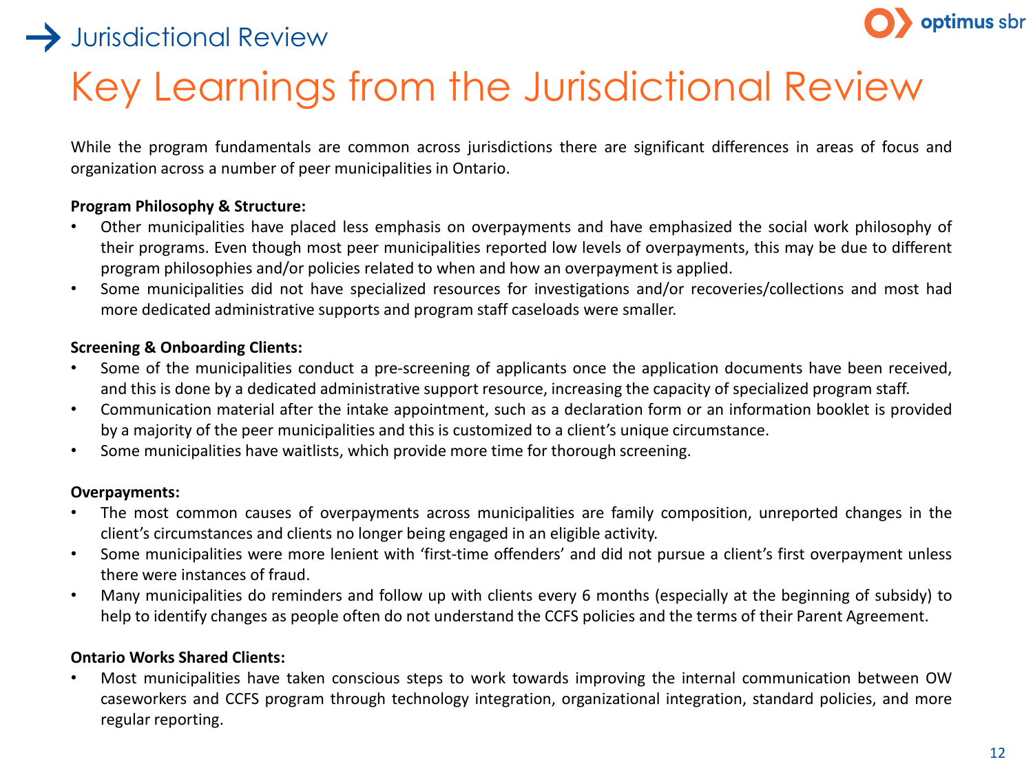Jurisdictional Review

# Key Learnings from the Jurisdictional Review

While the program fundamentals are common across jurisdictions there are significant differences in areas of focus and organization across a number of peer municipalities in Ontario.

**Program Philosophy & Structure:**

- Other municipalities have placed less emphasis on overpayments and have emphasized the social work philosophy of their programs. Even though most peer municipalities reported low levels of overpayments, this may be due to different program philosophies and/or policies related to when and how an overpayment is applied.
- Some municipalities did not have specialized resources for investigations and/or recoveries/collections and most had more dedicated administrative supports and program staff caseloads were smaller.

**Screening & Onboarding Clients:**

- Some of the municipalities conduct a pre-screening of applicants once the application documents have been received, and this is done by a dedicated administrative support resource, increasing the capacity of specialized program staff.
- Communication material after the intake appointment, such as a declaration form or an information booklet is provided by a majority of the peer municipalities and this is customized to a client's unique circumstance.
- Some municipalities have waitlists, which provide more time for thorough screening.

**Overpayments:**

- The most common causes of overpayments across municipalities are family composition, unreported changes in the client's circumstances and clients no longer being engaged in an eligible activity.
- Some municipalities were more lenient with 'first-time offenders' and did not pursue a client's first overpayment unless there were instances of fraud.
- Many municipalities do reminders and follow up with clients every 6 months (especially at the beginning of subsidy) to help to identify changes as people often do not understand the CCFS policies and the terms of their Parent Agreement.

**Ontario Works Shared Clients:**

- Most municipalities have taken conscious steps to work towards improving the internal communication between OW caseworkers and CCFS program through technology integration, organizational integration, standard policies, and more regular reporting.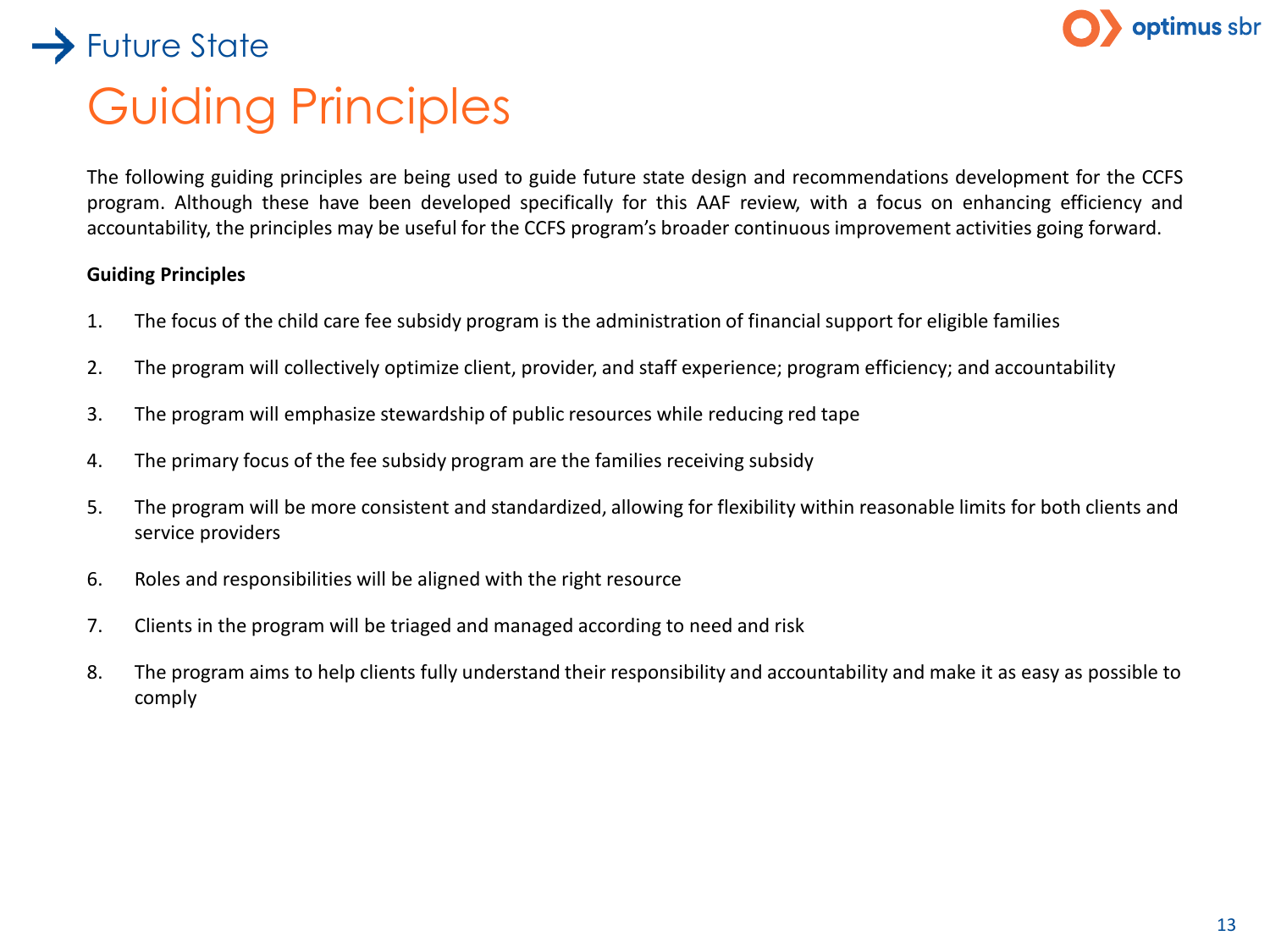Future State

# Guiding Principles

The following guiding principles are being used to guide future state design and recommendations development for the CCFS program. Although these have been developed specifically for this AAF review, with a focus on enhancing efficiency and accountability, the principles may be useful for the CCFS program's broader continuous improvement activities going forward.

**Guiding Principles**

1. The focus of the child care fee subsidy program is the administration of financial support for eligible families
2. The program will collectively optimize client, provider, and staff experience; program efficiency; and accountability
3. The program will emphasize stewardship of public resources while reducing red tape
4. The primary focus of the fee subsidy program are the families receiving subsidy
5. The program will be more consistent and standardized, allowing for flexibility within reasonable limits for both clients and service providers
6. Roles and responsibilities will be aligned with the right resource
7. Clients in the program will be triaged and managed according to need and risk
8. The program aims to help clients fully understand their responsibility and accountability and make it as easy as possible to comply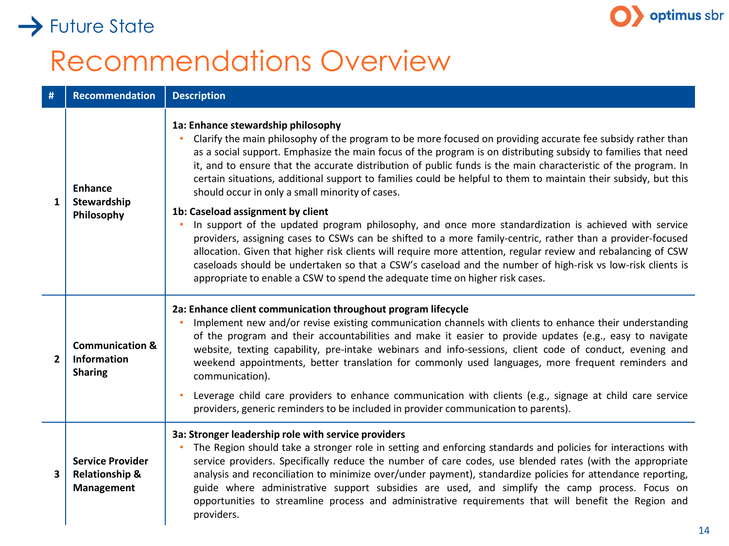Future State

# Recommendations Overview

| # | Recommendation | Description |
|---|---|---|
| 1 | **Enhance Stewardship Philosophy** | **1a: Enhance stewardship philosophy**<br>• Clarify the main philosophy of the program to be more focused on providing accurate fee subsidy rather than as a social support. Emphasize the main focus of the program is on distributing subsidy to families that need it, and to ensure that the accurate distribution of public funds is the main characteristic of the program. In certain situations, additional support to families could be helpful to them to maintain their subsidy, but this should occur in only a small minority of cases.<br>**1b: Caseload assignment by client**<br>• In support of the updated program philosophy, and once more standardization is achieved with service providers, assigning cases to CSWs can be shifted to a more family-centric, rather than a provider-focused allocation. Given that higher risk clients will require more attention, regular review and rebalancing of CSW caseloads should be undertaken so that a CSW's caseload and the number of high-risk vs low-risk clients is appropriate to enable a CSW to spend the adequate time on higher risk cases. |
| 2 | **Communication & Information Sharing** | **2a: Enhance client communication throughout program lifecycle**<br>• Implement new and/or revise existing communication channels with clients to enhance their understanding of the program and their accountabilities and make it easier to provide updates (e.g., easy to navigate website, texting capability, pre-intake webinars and info-sessions, client code of conduct, evening and weekend appointments, better translation for commonly used languages, more frequent reminders and communication).<br>• Leverage child care providers to enhance communication with clients (e.g., signage at child care service providers, generic reminders to be included in provider communication to parents). |
| 3 | **Service Provider Relationship & Management** | **3a: Stronger leadership role with service providers**<br>• The Region should take a stronger role in setting and enforcing standards and policies for interactions with service providers. Specifically reduce the number of care codes, use blended rates (with the appropriate analysis and reconciliation to minimize over/under payment), standardize policies for attendance reporting, guide where administrative support subsidies are used, and simplify the camp process. Focus on opportunities to streamline process and administrative requirements that will benefit the Region and providers. |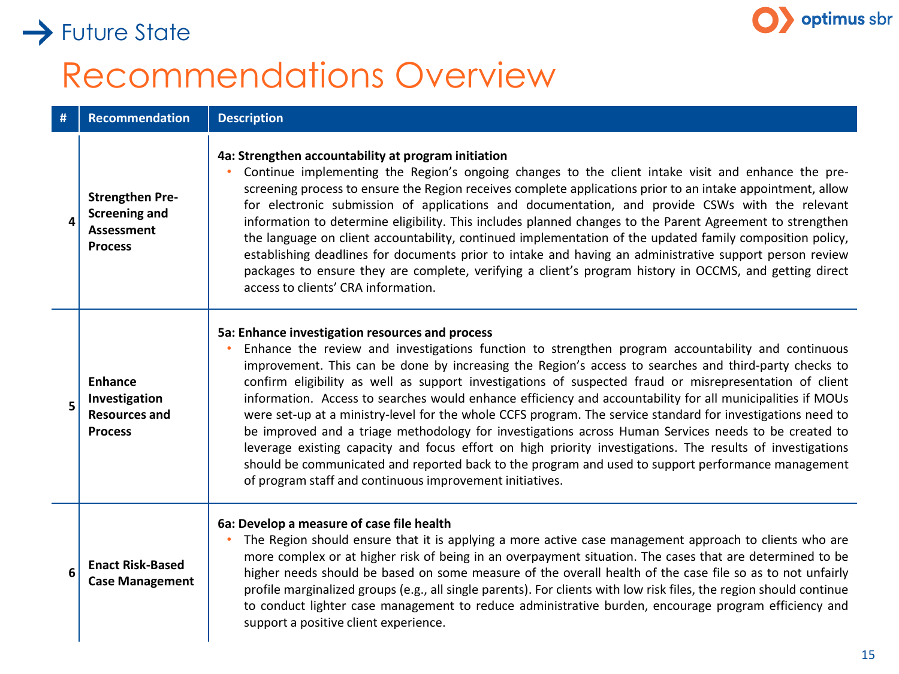## Future State

# Recommendations Overview

| # | Recommendation | Description |
|---|---|---|
| 4 | **Strengthen Pre-Screening and Assessment Process** | **4a: Strengthen accountability at program initiation**<br>• Continue implementing the Region's ongoing changes to the client intake visit and enhance the pre-screening process to ensure the Region receives complete applications prior to an intake appointment, allow for electronic submission of applications and documentation, and provide CSWs with the relevant information to determine eligibility. This includes planned changes to the Parent Agreement to strengthen the language on client accountability, continued implementation of the updated family composition policy, establishing deadlines for documents prior to intake and having an administrative support person review packages to ensure they are complete, verifying a client's program history in OCCMS, and getting direct access to clients' CRA information. |
| 5 | **Enhance Investigation Resources and Process** | **5a: Enhance investigation resources and process**<br>• Enhance the review and investigations function to strengthen program accountability and continuous improvement. This can be done by increasing the Region's access to searches and third-party checks to confirm eligibility as well as support investigations of suspected fraud or misrepresentation of client information. Access to searches would enhance efficiency and accountability for all municipalities if MOUs were set-up at a ministry-level for the whole CCFS program. The service standard for investigations need to be improved and a triage methodology for investigations across Human Services needs to be created to leverage existing capacity and focus effort on high priority investigations. The results of investigations should be communicated and reported back to the program and used to support performance management of program staff and continuous improvement initiatives. |
| 6 | **Enact Risk-Based Case Management** | **6a: Develop a measure of case file health**<br>• The Region should ensure that it is applying a more active case management approach to clients who are more complex or at higher risk of being in an overpayment situation. The cases that are determined to be higher needs should be based on some measure of the overall health of the case file so as to not unfairly profile marginalized groups (e.g., all single parents). For clients with low risk files, the region should continue to conduct lighter case management to reduce administrative burden, encourage program efficiency and support a positive client experience. |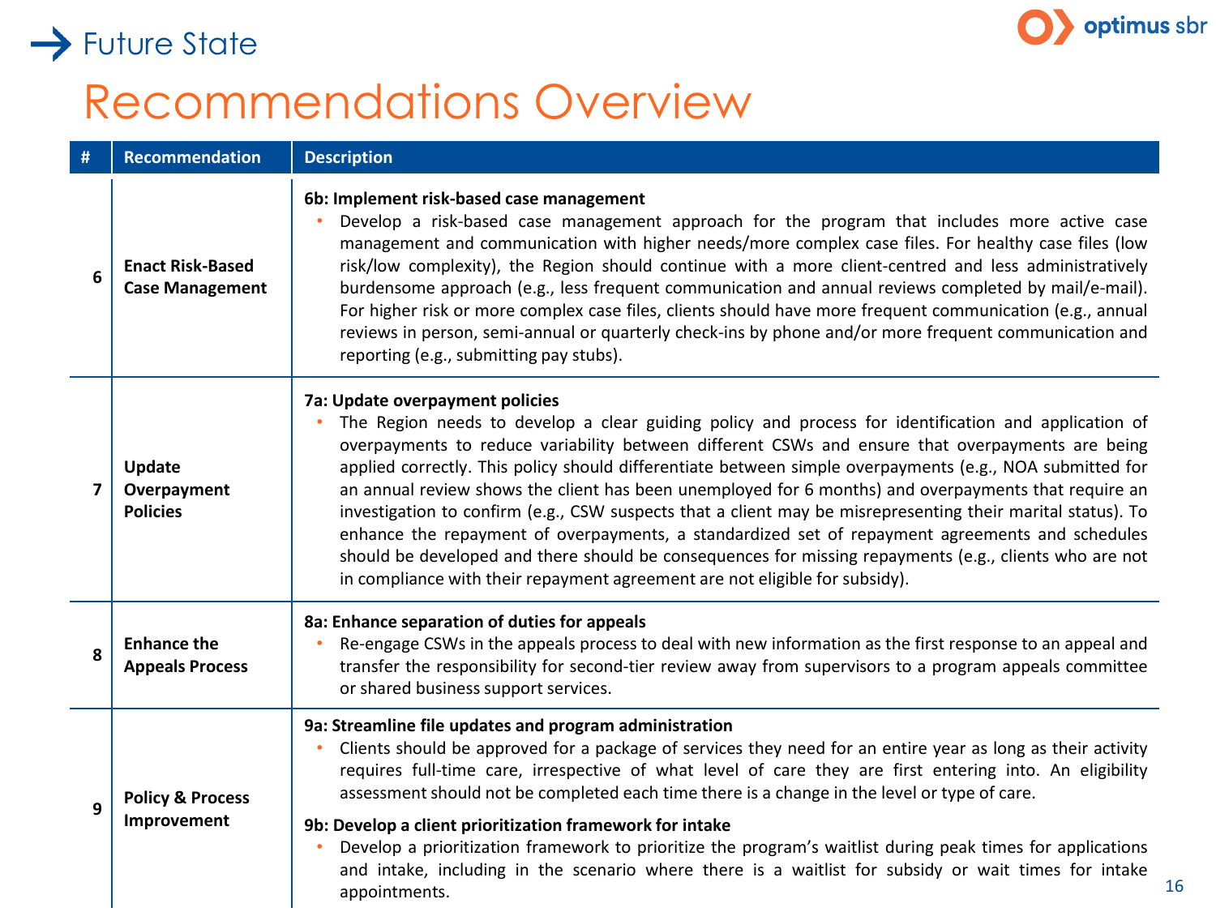Future State

# Recommendations Overview

| # | Recommendation | Description |
|---|---|---|
| 6 | **Enact Risk-Based Case Management** | **6b: Implement risk-based case management**<br>• Develop a risk-based case management approach for the program that includes more active case management and communication with higher needs/more complex case files. For healthy case files (low risk/low complexity), the Region should continue with a more client-centred and less administratively burdensome approach (e.g., less frequent communication and annual reviews completed by mail/e-mail). For higher risk or more complex case files, clients should have more frequent communication (e.g., annual reviews in person, semi-annual or quarterly check-ins by phone and/or more frequent communication and reporting (e.g., submitting pay stubs). |
| 7 | **Update Overpayment Policies** | **7a: Update overpayment policies**<br>• The Region needs to develop a clear guiding policy and process for identification and application of overpayments to reduce variability between different CSWs and ensure that overpayments are being applied correctly. This policy should differentiate between simple overpayments (e.g., NOA submitted for an annual review shows the client has been unemployed for 6 months) and overpayments that require an investigation to confirm (e.g., CSW suspects that a client may be misrepresenting their marital status). To enhance the repayment of overpayments, a standardized set of repayment agreements and schedules should be developed and there should be consequences for missing repayments (e.g., clients who are not in compliance with their repayment agreement are not eligible for subsidy). |
| 8 | **Enhance the Appeals Process** | **8a: Enhance separation of duties for appeals**<br>• Re-engage CSWs in the appeals process to deal with new information as the first response to an appeal and transfer the responsibility for second-tier review away from supervisors to a program appeals committee or shared business support services. |
| 9 | **Policy & Process Improvement** | **9a: Streamline file updates and program administration**<br>• Clients should be approved for a package of services they need for an entire year as long as their activity requires full-time care, irrespective of what level of care they are first entering into. An eligibility assessment should not be completed each time there is a change in the level or type of care.<br>**9b: Develop a client prioritization framework for intake**<br>• Develop a prioritization framework to prioritize the program's waitlist during peak times for applications and intake, including in the scenario where there is a waitlist for subsidy or wait times for intake appointments. |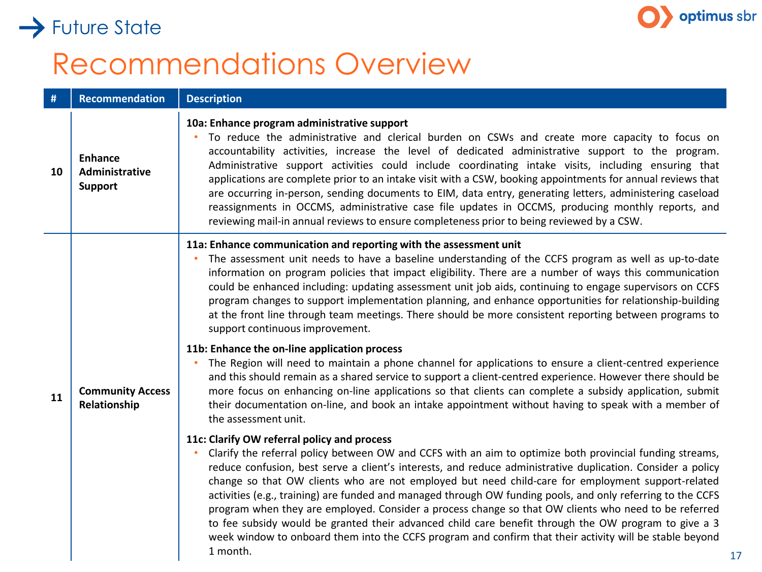## Future State

# Recommendations Overview

| # | Recommendation | Description |
|---|---|---|
| 10 | **Enhance Administrative Support** | **10a: Enhance program administrative support**<br>• To reduce the administrative and clerical burden on CSWs and create more capacity to focus on accountability activities, increase the level of dedicated administrative support to the program. Administrative support activities could include coordinating intake visits, including ensuring that applications are complete prior to an intake visit with a CSW, booking appointments for annual reviews that are occurring in-person, sending documents to EIM, data entry, generating letters, administering caseload reassignments in OCCMS, administrative case file updates in OCCMS, producing monthly reports, and reviewing mail-in annual reviews to ensure completeness prior to being reviewed by a CSW. |
| 11 | **Community Access Relationship** | **11a: Enhance communication and reporting with the assessment unit**<br>• The assessment unit needs to have a baseline understanding of the CCFS program as well as up-to-date information on program policies that impact eligibility. There are a number of ways this communication could be enhanced including: updating assessment unit job aids, continuing to engage supervisors on CCFS program changes to support implementation planning, and enhance opportunities for relationship-building at the front line through team meetings. There should be more consistent reporting between programs to support continuous improvement.<br><br>**11b: Enhance the on-line application process**<br>• The Region will need to maintain a phone channel for applications to ensure a client-centred experience and this should remain as a shared service to support a client-centred experience. However there should be more focus on enhancing on-line applications so that clients can complete a subsidy application, submit their documentation on-line, and book an intake appointment without having to speak with a member of the assessment unit.<br><br>**11c: Clarify OW referral policy and process**<br>• Clarify the referral policy between OW and CCFS with an aim to optimize both provincial funding streams, reduce confusion, best serve a client's interests, and reduce administrative duplication. Consider a policy change so that OW clients who are not employed but need child-care for employment support-related activities (e.g., training) are funded and managed through OW funding pools, and only referring to the CCFS program when they are employed. Consider a process change so that OW clients who need to be referred to fee subsidy would be granted their advanced child care benefit through the OW program to give a 3 week window to onboard them into the CCFS program and confirm that their activity will be stable beyond 1 month. |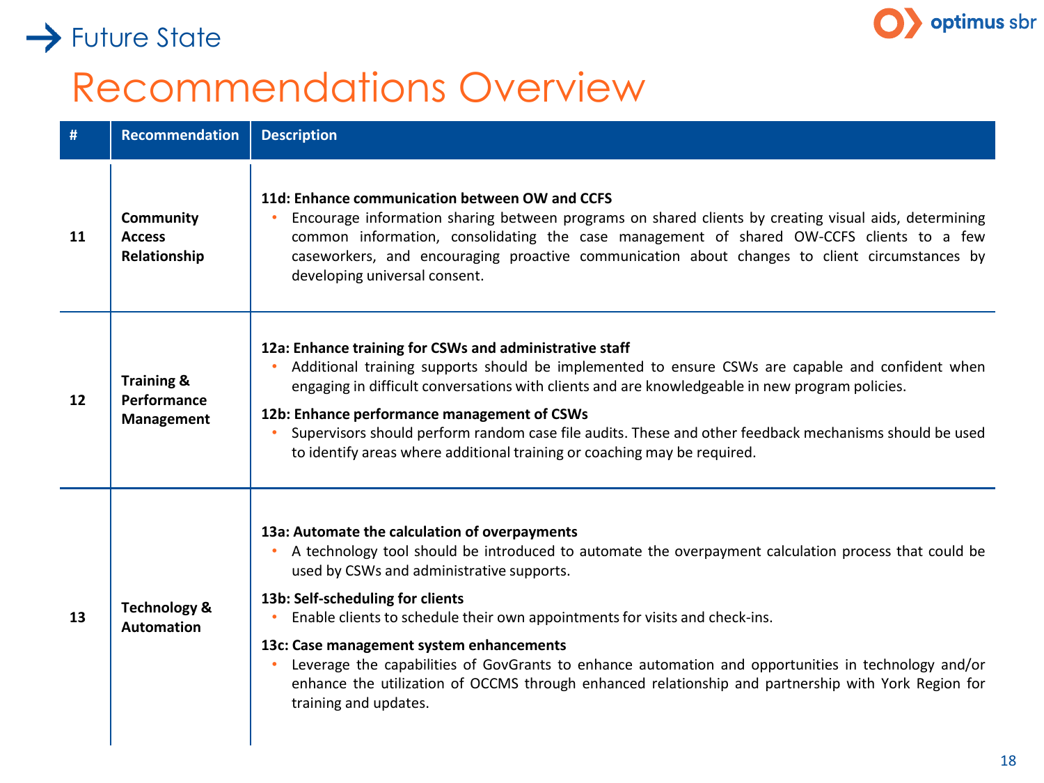## Future State

# Recommendations Overview

| # | Recommendation | Description |
|---|---|---|
| 11 | **Community Access Relationship** | **11d: Enhance communication between OW and CCFS**<br>• Encourage information sharing between programs on shared clients by creating visual aids, determining common information, consolidating the case management of shared OW-CCFS clients to a few caseworkers, and encouraging proactive communication about changes to client circumstances by developing universal consent. |
| 12 | **Training & Performance Management** | **12a: Enhance training for CSWs and administrative staff**<br>• Additional training supports should be implemented to ensure CSWs are capable and confident when engaging in difficult conversations with clients and are knowledgeable in new program policies.<br>**12b: Enhance performance management of CSWs**<br>• Supervisors should perform random case file audits. These and other feedback mechanisms should be used to identify areas where additional training or coaching may be required. |
| 13 | **Technology & Automation** | **13a: Automate the calculation of overpayments**<br>• A technology tool should be introduced to automate the overpayment calculation process that could be used by CSWs and administrative supports.<br>**13b: Self-scheduling for clients**<br>• Enable clients to schedule their own appointments for visits and check-ins.<br>**13c: Case management system enhancements**<br>• Leverage the capabilities of GovGrants to enhance automation and opportunities in technology and/or enhance the utilization of OCCMS through enhanced relationship and partnership with York Region for training and updates. |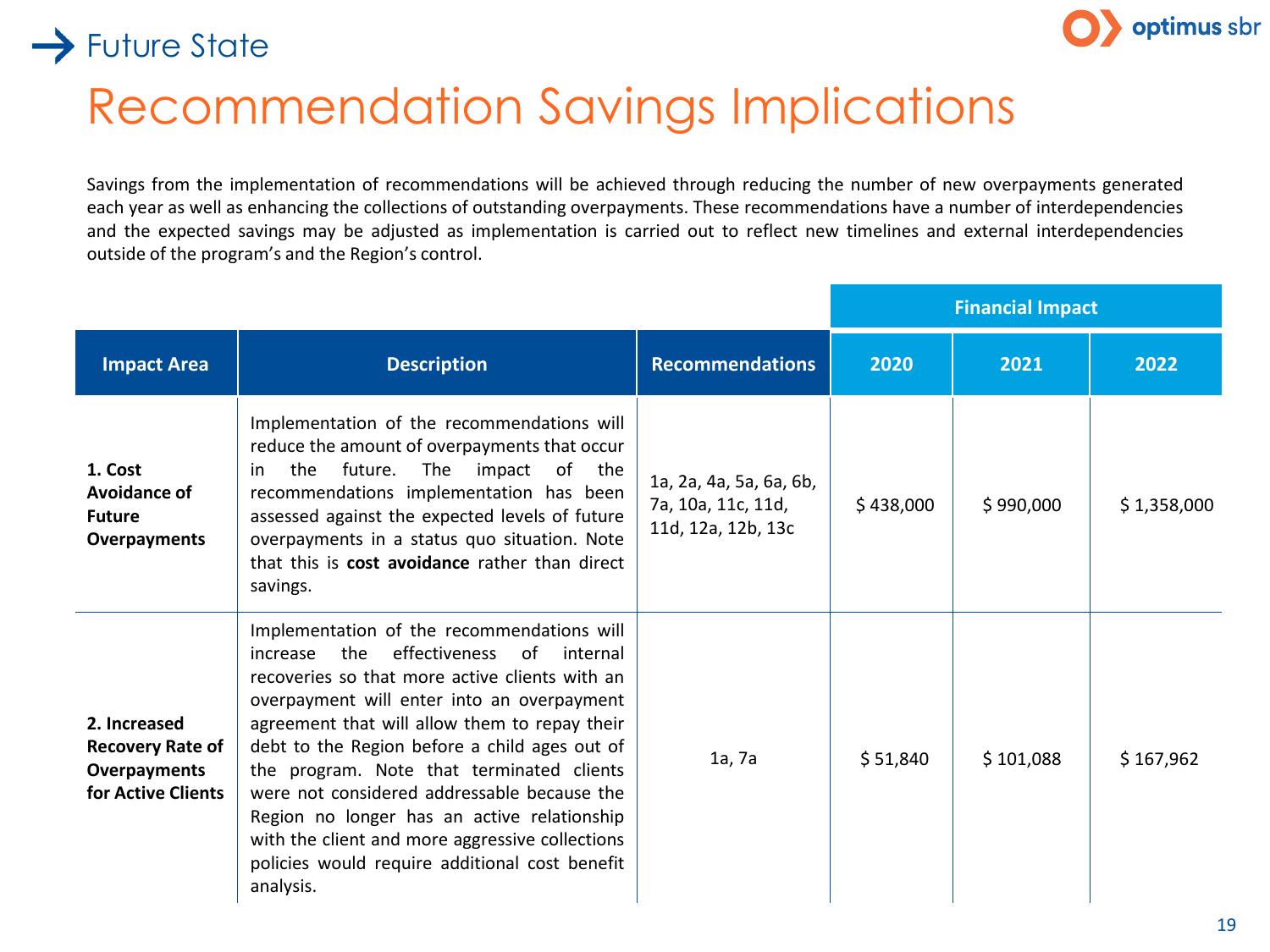Future State

# Recommendation Savings Implications

Savings from the implementation of recommendations will be achieved through reducing the number of new overpayments generated each year as well as enhancing the collections of outstanding overpayments. These recommendations have a number of interdependencies and the expected savings may be adjusted as implementation is carried out to reflect new timelines and external interdependencies outside of the program's and the Region's control.

| Impact Area | Description | Recommendations | Financial Impact | | |
|---|---|---|---|---|---|
| | | | 2020 | 2021 | 2022 |
| **1. Cost Avoidance of Future Overpayments** | Implementation of the recommendations will reduce the amount of overpayments that occur in the future. The impact of the recommendations implementation has been assessed against the expected levels of future overpayments in a status quo situation. Note that this is **cost avoidance** rather than direct savings. | 1a, 2a, 4a, 5a, 6a, 6b, 7a, 10a, 11c, 11d, 11d, 12a, 12b, 13c | $ 438,000 | $ 990,000 | $ 1,358,000 |
| **2. Increased Recovery Rate of Overpayments for Active Clients** | Implementation of the recommendations will increase the effectiveness of internal recoveries so that more active clients with an overpayment will enter into an overpayment agreement that will allow them to repay their debt to the Region before a child ages out of the program. Note that terminated clients were not considered addressable because the Region no longer has an active relationship with the client and more aggressive collections policies would require additional cost benefit analysis. | 1a, 7a | $ 51,840 | $ 101,088 | $ 167,962 |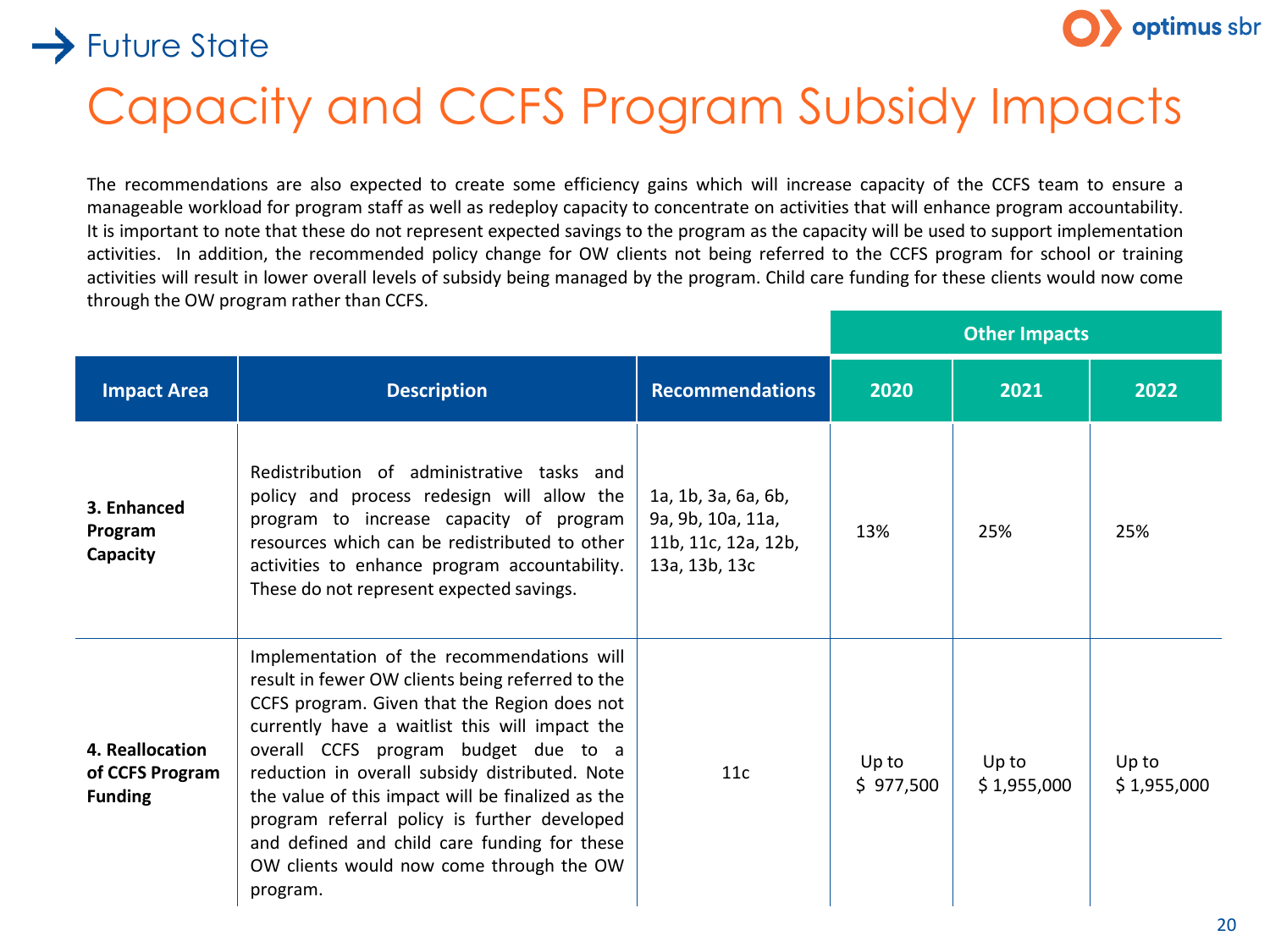## Future State

# Capacity and CCFS Program Subsidy Impacts

The recommendations are also expected to create some efficiency gains which will increase capacity of the CCFS team to ensure a manageable workload for program staff as well as redeploy capacity to concentrate on activities that will enhance program accountability. It is important to note that these do not represent expected savings to the program as the capacity will be used to support implementation activities. In addition, the recommended policy change for OW clients not being referred to the CCFS program for school or training activities will result in lower overall levels of subsidy being managed by the program. Child care funding for these clients would now come through the OW program rather than CCFS.

| | | | Other Impacts | | |
|---|---|---|---|---|---|
| **Impact Area** | **Description** | **Recommendations** | **2020** | **2021** | **2022** |
| **3. Enhanced Program Capacity** | Redistribution of administrative tasks and policy and process redesign will allow the program to increase capacity of program resources which can be redistributed to other activities to enhance program accountability. These do not represent expected savings. | 1a, 1b, 3a, 6a, 6b, 9a, 9b, 10a, 11a, 11b, 11c, 12a, 12b, 13a, 13b, 13c | 13% | 25% | 25% |
| **4. Reallocation of CCFS Program Funding** | Implementation of the recommendations will result in fewer OW clients being referred to the CCFS program. Given that the Region does not currently have a waitlist this will impact the overall CCFS program budget due to a reduction in overall subsidy distributed. Note the value of this impact will be finalized as the program referral policy is further developed and defined and child care funding for these OW clients would now come through the OW program. | 11c | Up to $ 977,500 | Up to $ 1,955,000 | Up to $ 1,955,000 |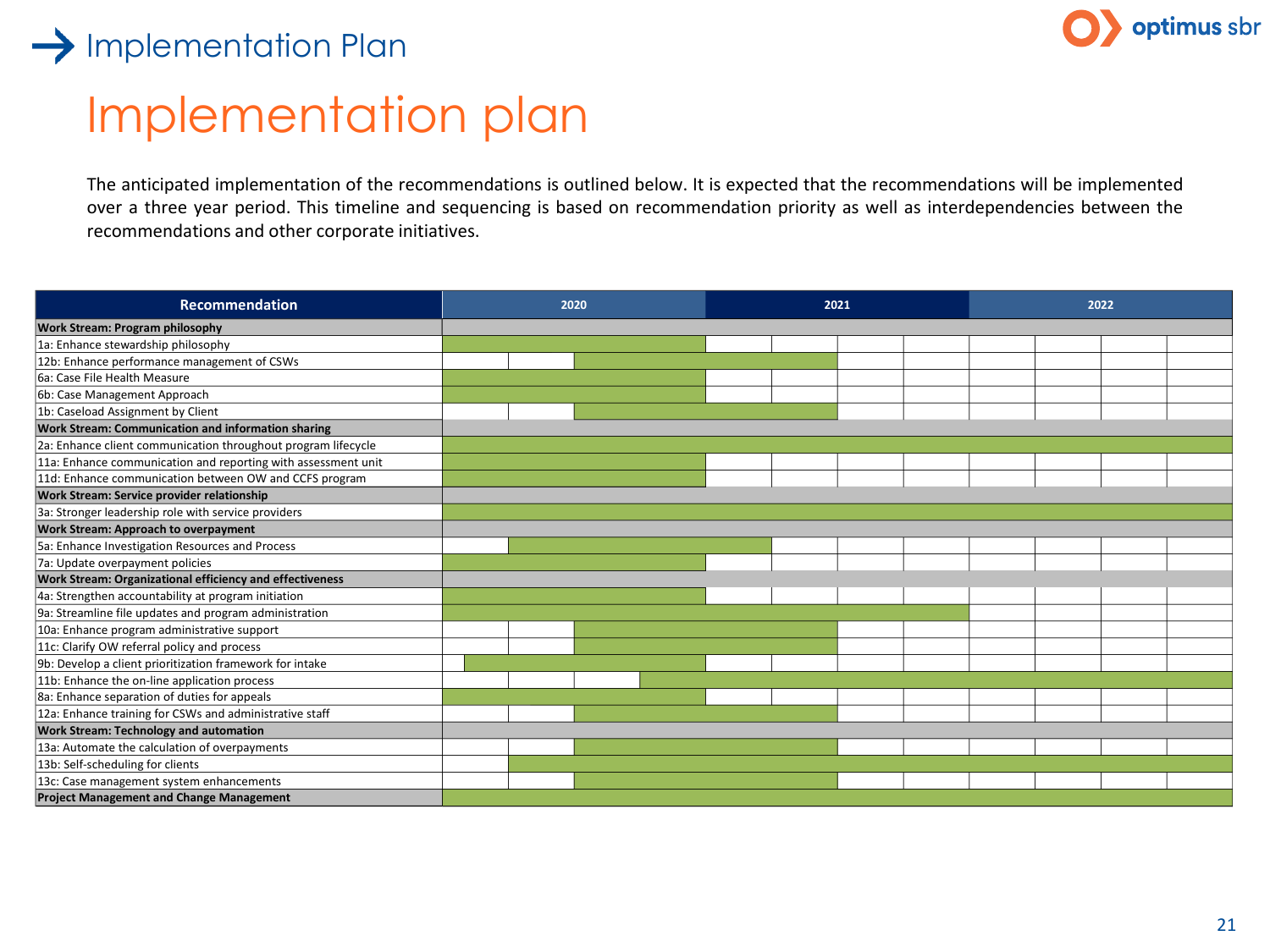# Implementation plan

The anticipated implementation of the recommendations is outlined below. It is expected that the recommendations will be implemented over a three year period. This timeline and sequencing is based on recommendation priority as well as interdependencies between the recommendations and other corporate initiatives.

| Recommendation | 2020 | | | | 2021 | | | | 2022 | | | |
|---|---|---|---|---|---|---|---|---|---|---|---|---|
| **Work Stream: Program philosophy** | | | | | | | | | | | | |
| 1a: Enhance stewardship philosophy | █ | █ | █ | █ | | | | | | | | |
| 12b: Enhance performance management of CSWs | | | █ | █ | █ | █ | | | | | | |
| 6a: Case File Health Measure | █ | █ | █ | █ | | | | | | | | |
| 6b: Case Management Approach | █ | █ | █ | █ | | | | | | | | |
| 1b: Caseload Assignment by Client | | | █ | █ | █ | █ | | | | | | |
| **Work Stream: Communication and information sharing** | | | | | | | | | | | | |
| 2a: Enhance client communication throughout program lifecycle | █ | █ | █ | █ | █ | █ | █ | █ | █ | █ | █ | █ |
| 11a: Enhance communication and reporting with assessment unit | █ | █ | █ | █ | | | | | | | | |
| 11d: Enhance communication between OW and CCFS program | █ | █ | █ | █ | | | | | | | | |
| **Work Stream: Service provider relationship** | | | | | | | | | | | | |
| 3a: Stronger leadership role with service providers | █ | █ | █ | █ | █ | █ | █ | █ | █ | █ | █ | █ |
| **Work Stream: Approach to overpayment** | | | | | | | | | | | | |
| 5a: Enhance Investigation Resources and Process | | █ | █ | █ | █ | | | | | | | |
| 7a: Update overpayment policies | █ | █ | █ | █ | | | | | | | | |
| **Work Stream: Organizational efficiency and effectiveness** | | | | | | | | | | | | |
| 4a: Strengthen accountability at program initiation | █ | █ | █ | █ | | | | | | | | |
| 9a: Streamline file updates and program administration | █ | █ | █ | █ | █ | █ | █ | █ | | | | |
| 10a: Enhance program administrative support | | | █ | █ | █ | █ | | | | | | |
| 11c: Clarify OW referral policy and process | | | █ | █ | █ | █ | | | | | | |
| 9b: Develop a client prioritization framework for intake | █ | █ | █ | █ | | | | | | | | |
| 11b: Enhance the on-line application process | | | | █ | █ | █ | █ | █ | █ | █ | █ | █ |
| 8a: Enhance separation of duties for appeals | █ | █ | █ | █ | | | | | | | | |
| 12a: Enhance training for CSWs and administrative staff | | | █ | █ | █ | █ | | | | | | |
| **Work Stream: Technology and automation** | | | | | | | | | | | | |
| 13a: Automate the calculation of overpayments | | | █ | █ | █ | █ | | | | | | |
| 13b: Self-scheduling for clients | | █ | █ | █ | █ | █ | █ | █ | █ | █ | █ | █ |
| 13c: Case management system enhancements | | | █ | █ | █ | █ | | | | | | |
| **Project Management and Change Management** | █ | █ | █ | █ | █ | █ | █ | █ | █ | █ | █ | █ |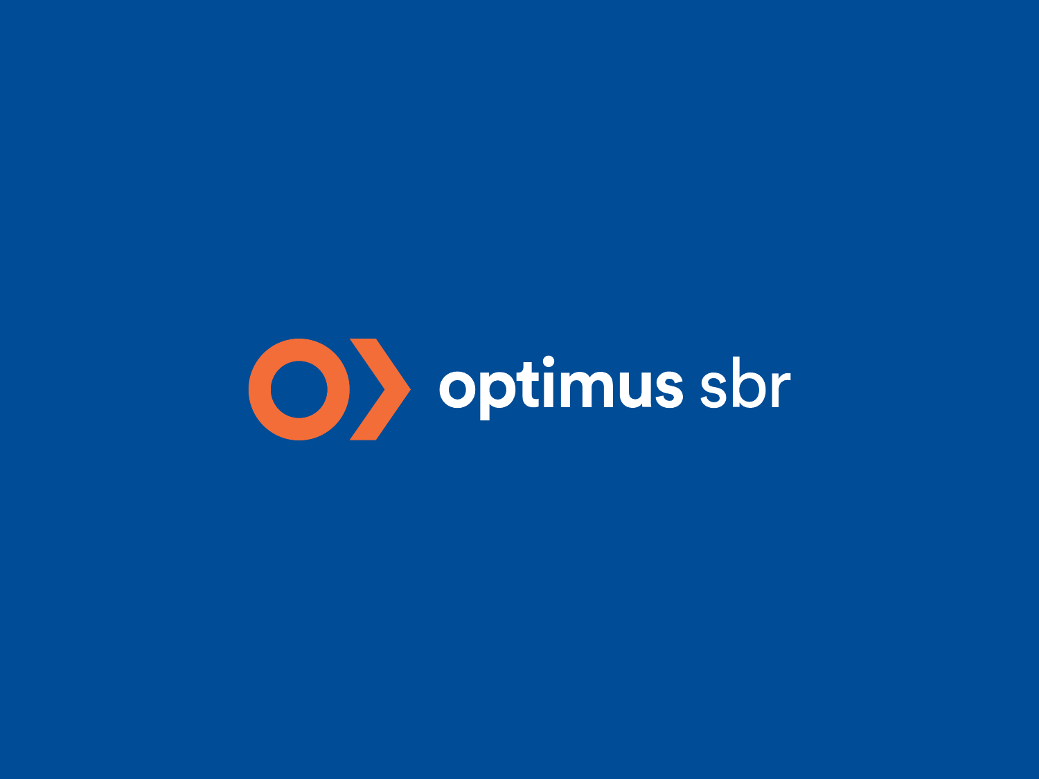optimus sbr